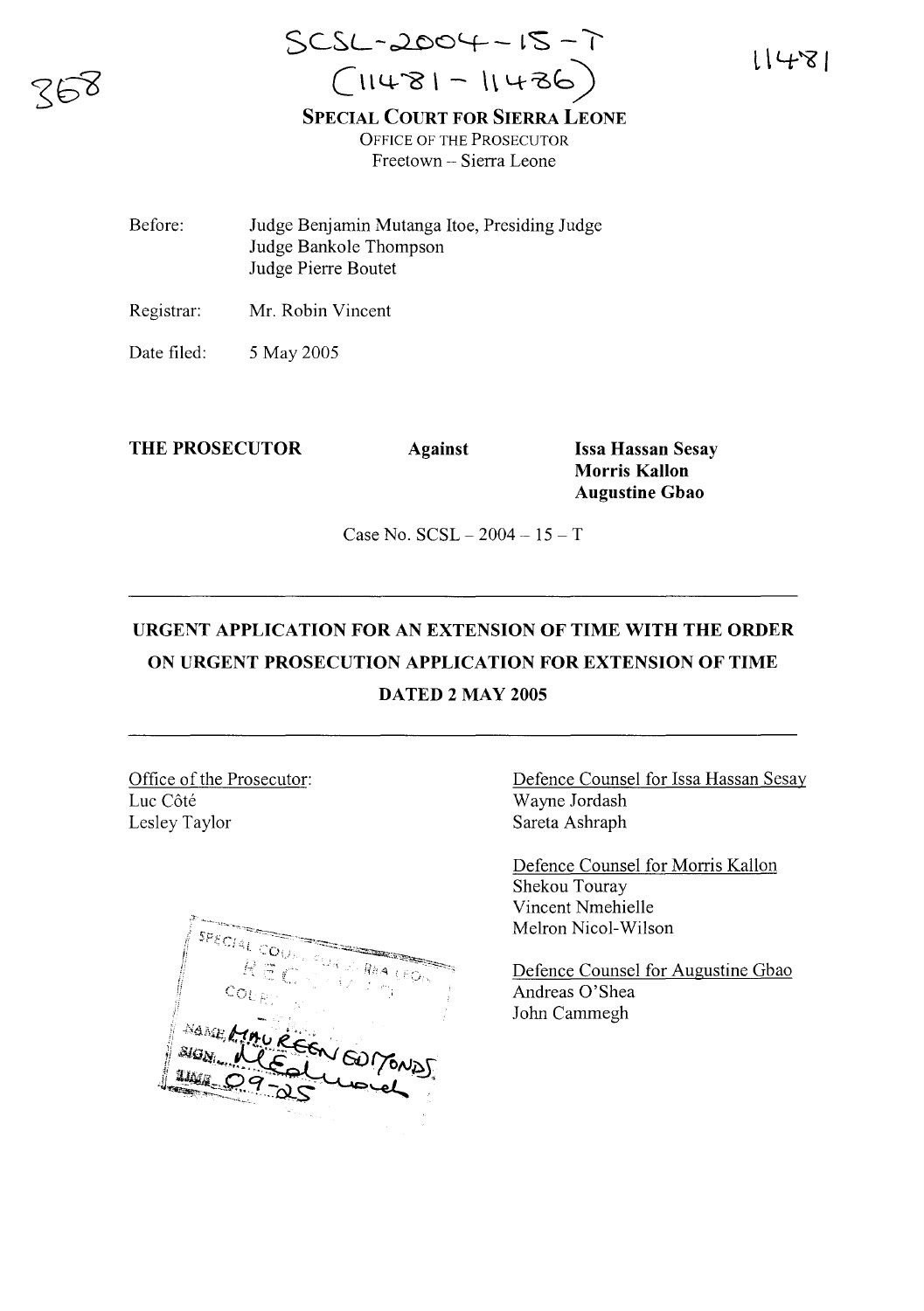SCSL-2004-15-T
(11481 - 11486)

**SPECIAL COURT FOR SIERRA LEONE**
OFFICE OF THE PROSECUTOR
Freetown – Sierra Leone

| | |
|---|---|
| Before: | Judge Benjamin Mutanga Itoe, Presiding Judge<br>Judge Bankole Thompson<br>Judge Pierre Boutet |
| Registrar: | Mr. Robin Vincent |
| Date filed: | 5 May 2005 |

**THE PROSECUTOR** **Against** **Issa Hassan Sesay**
**Morris Kallon**
**Augustine Gbao**

Case No. SCSL – 2004 – 15 – T

---

## URGENT APPLICATION FOR AN EXTENSION OF TIME WITH THE ORDER ON URGENT PROSECUTION APPLICATION FOR EXTENSION OF TIME DATED 2 MAY 2005

---

Office of the Prosecutor:
Luc Côté
Lesley Taylor

Defence Counsel for Issa Hassan Sesay
Wayne Jordash
Sareta Ashraph

Defence Counsel for Morris Kallon
Shekou Touray
Vincent Nmehielle
Melron Nicol-Wilson

Defence Counsel for Augustine Gbao
Andreas O'Shea
John Cammegh

SPECIAL COURT FOR SIERRA LEONE
RECEIVED
COURT
NAME: MAUREEN EDMONDS
SIGN: MEdmonds
TIME: 09-25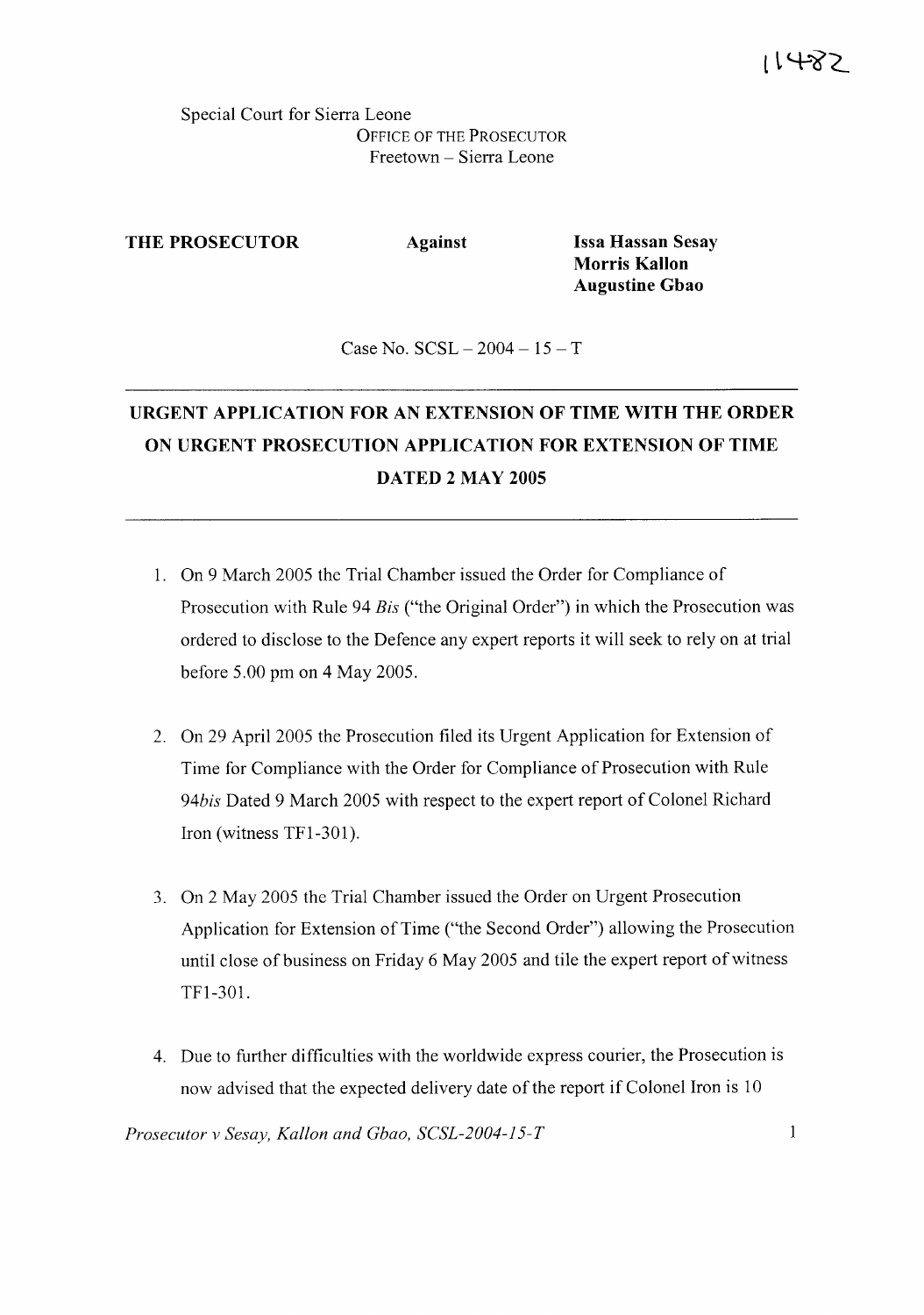Special Court for Sierra Leone
OFFICE OF THE PROSECUTOR
Freetown – Sierra Leone

**THE PROSECUTOR** **Against** **Issa Hassan Sesay**
**Morris Kallon**
**Augustine Gbao**

Case No. SCSL – 2004 – 15 – T

---

# URGENT APPLICATION FOR AN EXTENSION OF TIME WITH THE ORDER ON URGENT PROSECUTION APPLICATION FOR EXTENSION OF TIME DATED 2 MAY 2005

---

1. On 9 March 2005 the Trial Chamber issued the Order for Compliance of Prosecution with Rule 94 *Bis* ("the Original Order") in which the Prosecution was ordered to disclose to the Defence any expert reports it will seek to rely on at trial before 5.00 pm on 4 May 2005.

2. On 29 April 2005 the Prosecution filed its Urgent Application for Extension of Time for Compliance with the Order for Compliance of Prosecution with Rule 94*bis* Dated 9 March 2005 with respect to the expert report of Colonel Richard Iron (witness TF1-301).

3. On 2 May 2005 the Trial Chamber issued the Order on Urgent Prosecution Application for Extension of Time ("the Second Order") allowing the Prosecution until close of business on Friday 6 May 2005 and tile the expert report of witness TF1-301.

4. Due to further difficulties with the worldwide express courier, the Prosecution is now advised that the expected delivery date of the report if Colonel Iron is 10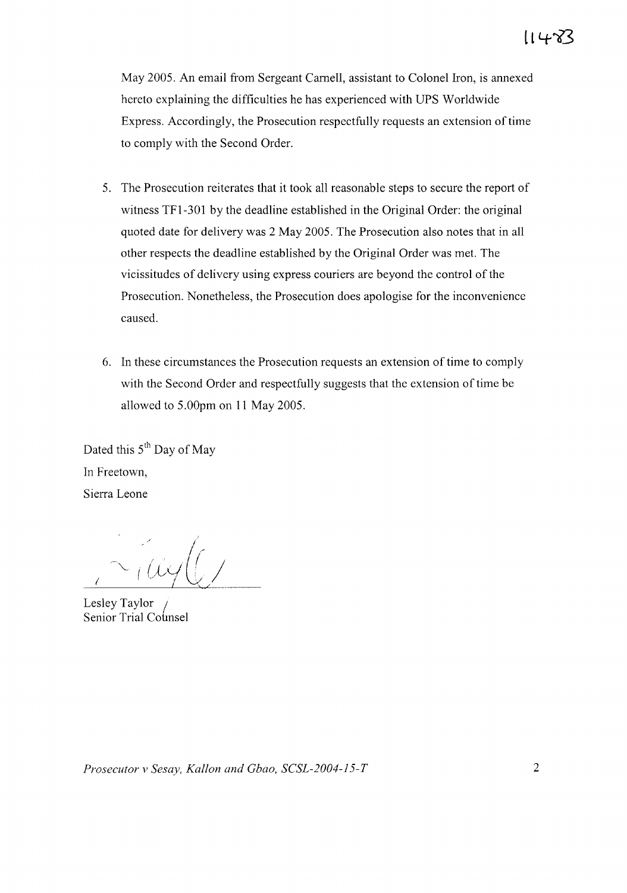May 2005. An email from Sergeant Carnell, assistant to Colonel Iron, is annexed hereto explaining the difficulties he has experienced with UPS Worldwide Express. Accordingly, the Prosecution respectfully requests an extension of time to comply with the Second Order.

5. The Prosecution reiterates that it took all reasonable steps to secure the report of witness TF1-301 by the deadline established in the Original Order: the original quoted date for delivery was 2 May 2005. The Prosecution also notes that in all other respects the deadline established by the Original Order was met. The vicissitudes of delivery using express couriers are beyond the control of the Prosecution. Nonetheless, the Prosecution does apologise for the inconvenience caused.

6. In these circumstances the Prosecution requests an extension of time to comply with the Second Order and respectfully suggests that the extension of time be allowed to 5.00pm on 11 May 2005.

Dated this 5th Day of May
In Freetown,
Sierra Leone

Lesley Taylor
Senior Trial Counsel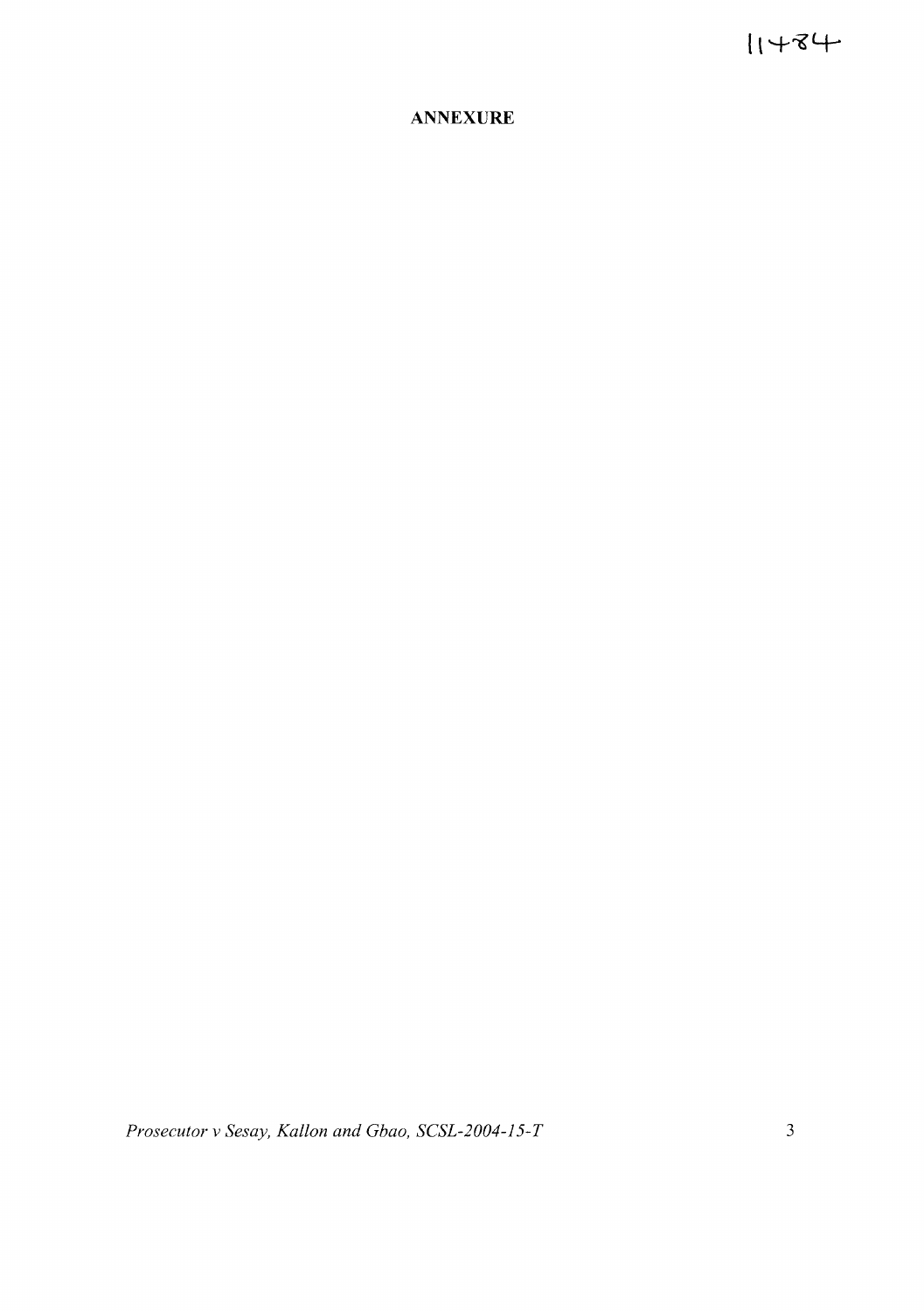**ANNEXURE**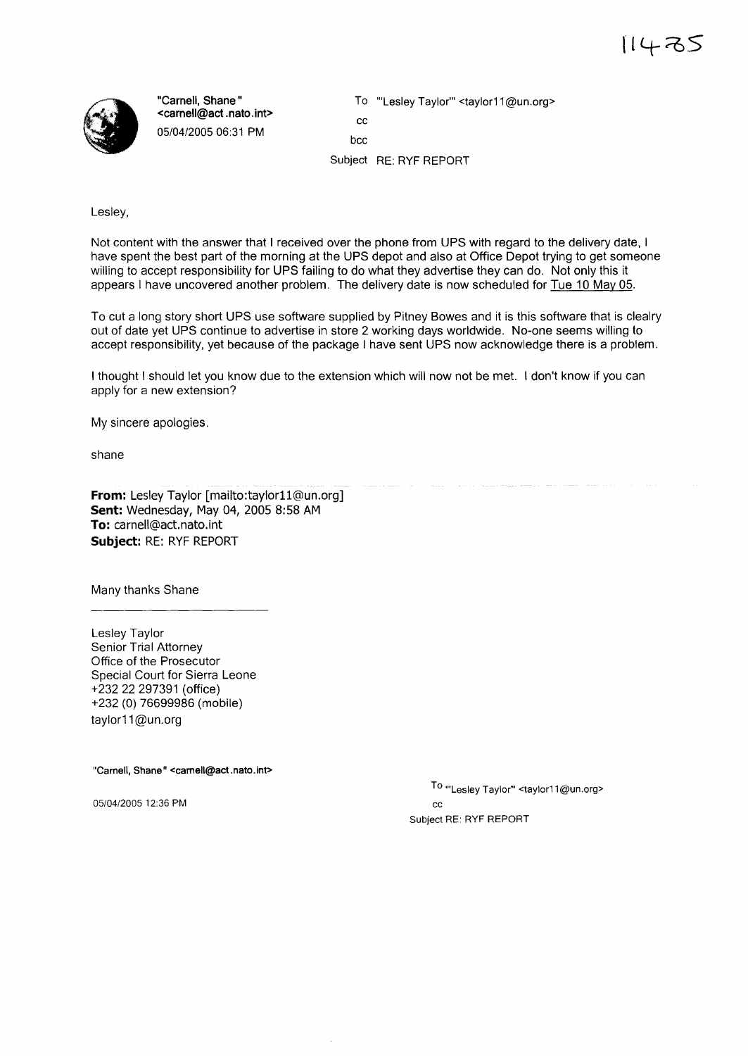11485

**"Carnell, Shane" <carnell@act.nato.int>**
05/04/2005 06:31 PM

To "'Lesley Taylor'" <taylor11@un.org>
cc
bcc
Subject RE: RYF REPORT

Lesley,

Not content with the answer that I received over the phone from UPS with regard to the delivery date, I have spent the best part of the morning at the UPS depot and also at Office Depot trying to get someone willing to accept responsibility for UPS failing to do what they advertise they can do. Not only this it appears I have uncovered another problem. The delivery date is now scheduled for Tue 10 May 05.

To cut a long story short UPS use software supplied by Pitney Bowes and it is this software that is clealry out of date yet UPS continue to advertise in store 2 working days worldwide. No-one seems willing to accept responsibility, yet because of the package I have sent UPS now acknowledge there is a problem.

I thought I should let you know due to the extension which will now not be met. I don't know if you can apply for a new extension?

My sincere apologies.

shane

**From:** Lesley Taylor [mailto:taylor11@un.org]
**Sent:** Wednesday, May 04, 2005 8:58 AM
**To:** carnell@act.nato.int
**Subject:** RE: RYF REPORT

Many thanks Shane

Lesley Taylor
Senior Trial Attorney
Office of the Prosecutor
Special Court for Sierra Leone
+232 22 297391 (office)
+232 (0) 76699986 (mobile)
taylor11@un.org

**"Carnell, Shane" <carnell@act.nato.int>**

05/04/2005 12:36 PM

To "'Lesley Taylor'" <taylor11@un.org>
cc
Subject RE: RYF REPORT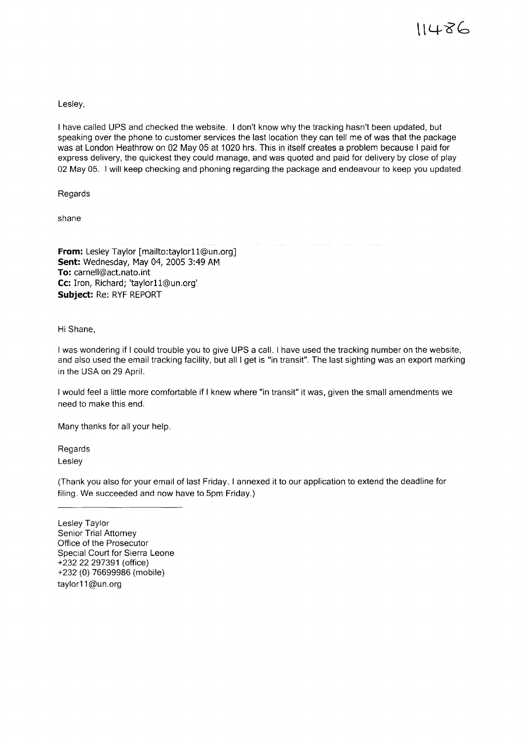11486

Lesley,

I have called UPS and checked the website. I don't know why the tracking hasn't been updated, but speaking over the phone to customer services the last location they can tell me of was that the package was at London Heathrow on 02 May 05 at 1020 hrs. This in itself creates a problem because I paid for express delivery, the quickest they could manage, and was quoted and paid for delivery by close of play 02 May 05. I will keep checking and phoning regarding the package and endeavour to keep you updated.

Regards

shane

**From:** Lesley Taylor [mailto:taylor11@un.org]
**Sent:** Wednesday, May 04, 2005 3:49 AM
**To:** carnell@act.nato.int
**Cc:** Iron, Richard; 'taylor11@un.org'
**Subject:** Re: RYF REPORT

Hi Shane,

I was wondering if I could trouble you to give UPS a call. I have used the tracking number on the website, and also used the email tracking facility, but all I get is "in transit". The last sighting was an export marking in the USA on 29 April.

I would feel a little more comfortable if I knew where "in transit" it was, given the small amendments we need to make this end.

Many thanks for all your help.

Regards
Lesley

(Thank you also for your email of last Friday. I annexed it to our application to extend the deadline for filing. We succeeded and now have to 5pm Friday.)

---

Lesley Taylor
Senior Trial Attorney
Office of the Prosecutor
Special Court for Sierra Leone
+232 22 297391 (office)
+232 (0) 76699986 (mobile)
taylor11@un.org